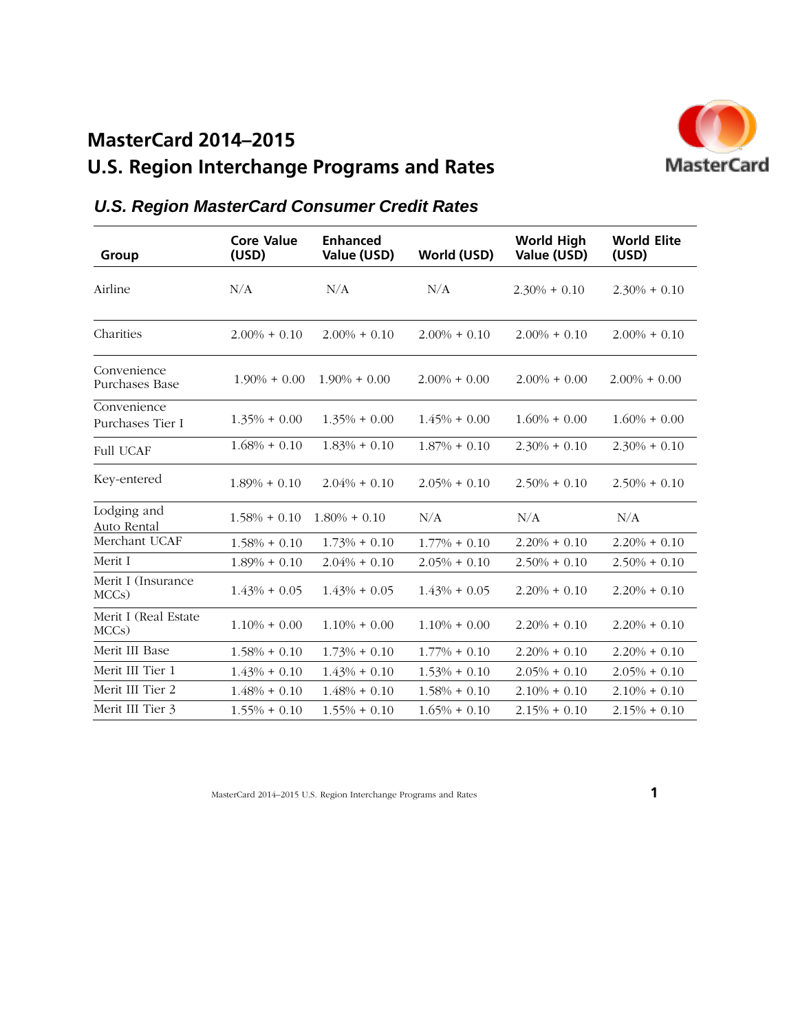# MasterCard 2014–2015
# U.S. Region Interchange Programs and Rates

## *U.S. Region MasterCard Consumer Credit Rates*

| Group | Core Value (USD) | Enhanced Value (USD) | World (USD) | World High Value (USD) | World Elite (USD) |
|---|---|---|---|---|---|
| Airline | N/A | N/A | N/A | 2.30% + 0.10 | 2.30% + 0.10 |
| Charities | 2.00% + 0.10 | 2.00% + 0.10 | 2.00% + 0.10 | 2.00% + 0.10 | 2.00% + 0.10 |
| Convenience Purchases Base | 1.90% + 0.00 | 1.90% + 0.00 | 2.00% + 0.00 | 2.00% + 0.00 | 2.00% + 0.00 |
| Convenience Purchases Tier I | 1.35% + 0.00 | 1.35% + 0.00 | 1.45% + 0.00 | 1.60% + 0.00 | 1.60% + 0.00 |
| Full UCAF | 1.68% + 0.10 | 1.83% + 0.10 | 1.87% + 0.10 | 2.30% + 0.10 | 2.30% + 0.10 |
| Key-entered | 1.89% + 0.10 | 2.04% + 0.10 | 2.05% + 0.10 | 2.50% + 0.10 | 2.50% + 0.10 |
| Lodging and Auto Rental | 1.58% + 0.10 | 1.80% + 0.10 | N/A | N/A | N/A |
| Merchant UCAF | 1.58% + 0.10 | 1.73% + 0.10 | 1.77% + 0.10 | 2.20% + 0.10 | 2.20% + 0.10 |
| Merit I | 1.89% + 0.10 | 2.04% + 0.10 | 2.05% + 0.10 | 2.50% + 0.10 | 2.50% + 0.10 |
| Merit I (Insurance MCCs) | 1.43% + 0.05 | 1.43% + 0.05 | 1.43% + 0.05 | 2.20% + 0.10 | 2.20% + 0.10 |
| Merit I (Real Estate MCCs) | 1.10% + 0.00 | 1.10% + 0.00 | 1.10% + 0.00 | 2.20% + 0.10 | 2.20% + 0.10 |
| Merit III Base | 1.58% + 0.10 | 1.73% + 0.10 | 1.77% + 0.10 | 2.20% + 0.10 | 2.20% + 0.10 |
| Merit III Tier 1 | 1.43% + 0.10 | 1.43% + 0.10 | 1.53% + 0.10 | 2.05% + 0.10 | 2.05% + 0.10 |
| Merit III Tier 2 | 1.48% + 0.10 | 1.48% + 0.10 | 1.58% + 0.10 | 2.10% + 0.10 | 2.10% + 0.10 |
| Merit III Tier 3 | 1.55% + 0.10 | 1.55% + 0.10 | 1.65% + 0.10 | 2.15% + 0.10 | 2.15% + 0.10 |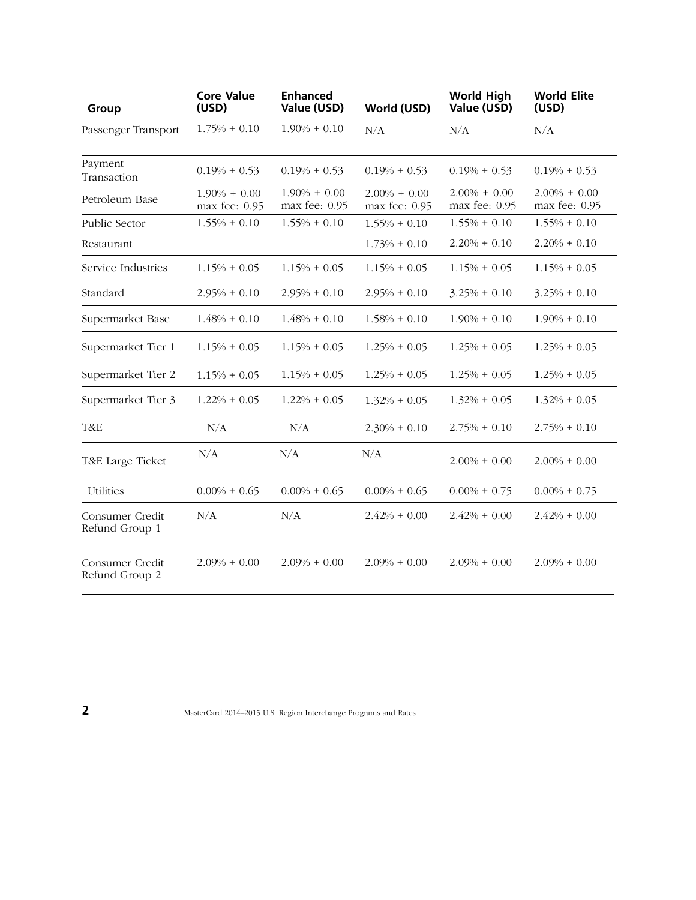| Group | Core Value (USD) | Enhanced Value (USD) | World (USD) | World High Value (USD) | World Elite (USD) |
|---|---|---|---|---|---|
| Passenger Transport | 1.75% + 0.10 | 1.90% + 0.10 | N/A | N/A | N/A |
| Payment Transaction | 0.19% + 0.53 | 0.19% + 0.53 | 0.19% + 0.53 | 0.19% + 0.53 | 0.19% + 0.53 |
| Petroleum Base | 1.90% + 0.00 max fee: 0.95 | 1.90% + 0.00 max fee: 0.95 | 2.00% + 0.00 max fee: 0.95 | 2.00% + 0.00 max fee: 0.95 | 2.00% + 0.00 max fee: 0.95 |
| Public Sector | 1.55% + 0.10 | 1.55% + 0.10 | 1.55% + 0.10 | 1.55% + 0.10 | 1.55% + 0.10 |
| Restaurant | | | 1.73% + 0.10 | 2.20% + 0.10 | 2.20% + 0.10 |
| Service Industries | 1.15% + 0.05 | 1.15% + 0.05 | 1.15% + 0.05 | 1.15% + 0.05 | 1.15% + 0.05 |
| Standard | 2.95% + 0.10 | 2.95% + 0.10 | 2.95% + 0.10 | 3.25% + 0.10 | 3.25% + 0.10 |
| Supermarket Base | 1.48% + 0.10 | 1.48% + 0.10 | 1.58% + 0.10 | 1.90% + 0.10 | 1.90% + 0.10 |
| Supermarket Tier 1 | 1.15% + 0.05 | 1.15% + 0.05 | 1.25% + 0.05 | 1.25% + 0.05 | 1.25% + 0.05 |
| Supermarket Tier 2 | 1.15% + 0.05 | 1.15% + 0.05 | 1.25% + 0.05 | 1.25% + 0.05 | 1.25% + 0.05 |
| Supermarket Tier 3 | 1.22% + 0.05 | 1.22% + 0.05 | 1.32% + 0.05 | 1.32% + 0.05 | 1.32% + 0.05 |
| T&E | N/A | N/A | 2.30% + 0.10 | 2.75% + 0.10 | 2.75% + 0.10 |
| T&E Large Ticket | N/A | N/A | N/A | 2.00% + 0.00 | 2.00% + 0.00 |
| Utilities | 0.00% + 0.65 | 0.00% + 0.65 | 0.00% + 0.65 | 0.00% + 0.75 | 0.00% + 0.75 |
| Consumer Credit Refund Group 1 | N/A | N/A | 2.42% + 0.00 | 2.42% + 0.00 | 2.42% + 0.00 |
| Consumer Credit Refund Group 2 | 2.09% + 0.00 | 2.09% + 0.00 | 2.09% + 0.00 | 2.09% + 0.00 | 2.09% + 0.00 |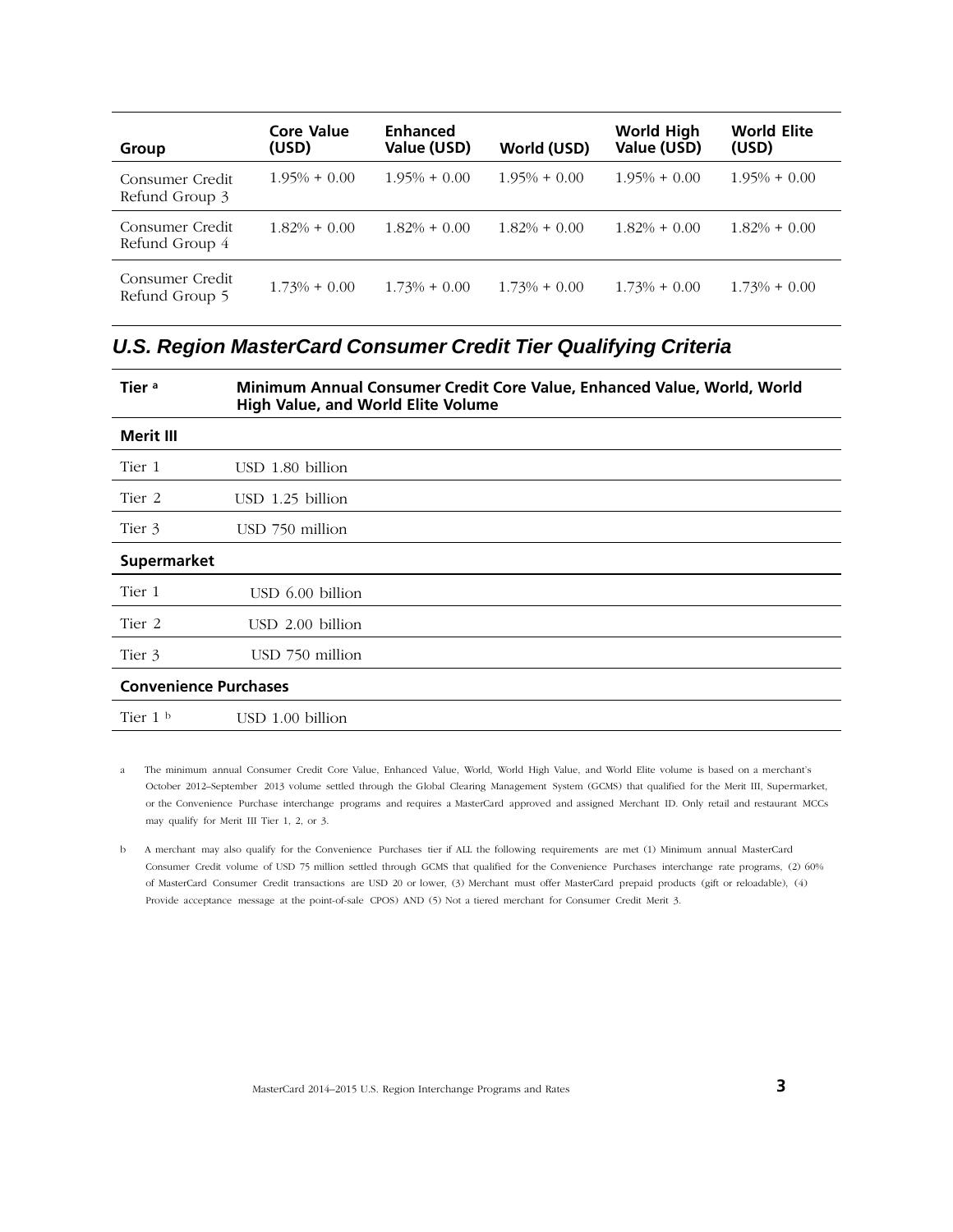| Group | Core Value (USD) | Enhanced Value (USD) | World (USD) | World High Value (USD) | World Elite (USD) |
|---|---|---|---|---|---|
| Consumer Credit Refund Group 3 | 1.95% + 0.00 | 1.95% + 0.00 | 1.95% + 0.00 | 1.95% + 0.00 | 1.95% + 0.00 |
| Consumer Credit Refund Group 4 | 1.82% + 0.00 | 1.82% + 0.00 | 1.82% + 0.00 | 1.82% + 0.00 | 1.82% + 0.00 |
| Consumer Credit Refund Group 5 | 1.73% + 0.00 | 1.73% + 0.00 | 1.73% + 0.00 | 1.73% + 0.00 | 1.73% + 0.00 |

## *U.S. Region MasterCard Consumer Credit Tier Qualifying Criteria*

| Tier [a] | Minimum Annual Consumer Credit Core Value, Enhanced Value, World, World High Value, and World Elite Volume |
|---|---|
| **Merit III** | |
| Tier 1 | USD 1.80 billion |
| Tier 2 | USD 1.25 billion |
| Tier 3 | USD 750 million |
| **Supermarket** | |
| Tier 1 | USD 6.00 billion |
| Tier 2 | USD 2.00 billion |
| Tier 3 | USD 750 million |
| **Convenience Purchases** | |
| Tier 1 [b] | USD 1.00 billion |

a The minimum annual Consumer Credit Core Value, Enhanced Value, World, World High Value, and World Elite volume is based on a merchant's October 2012–September 2013 volume settled through the Global Clearing Management System (GCMS) that qualified for the Merit III, Supermarket, or the Convenience Purchase interchange programs and requires a MasterCard approved and assigned Merchant ID. Only retail and restaurant MCCs may qualify for Merit III Tier 1, 2, or 3.

b A merchant may also qualify for the Convenience Purchases tier if ALL the following requirements are met (1) Minimum annual MasterCard Consumer Credit volume of USD 75 million settled through GCMS that qualified for the Convenience Purchases interchange rate programs, (2) 60% of MasterCard Consumer Credit transactions are USD 20 or lower, (3) Merchant must offer MasterCard prepaid products (gift or reloadable), (4) Provide acceptance message at the point-of-sale CPOS) AND (5) Not a tiered merchant for Consumer Credit Merit 3.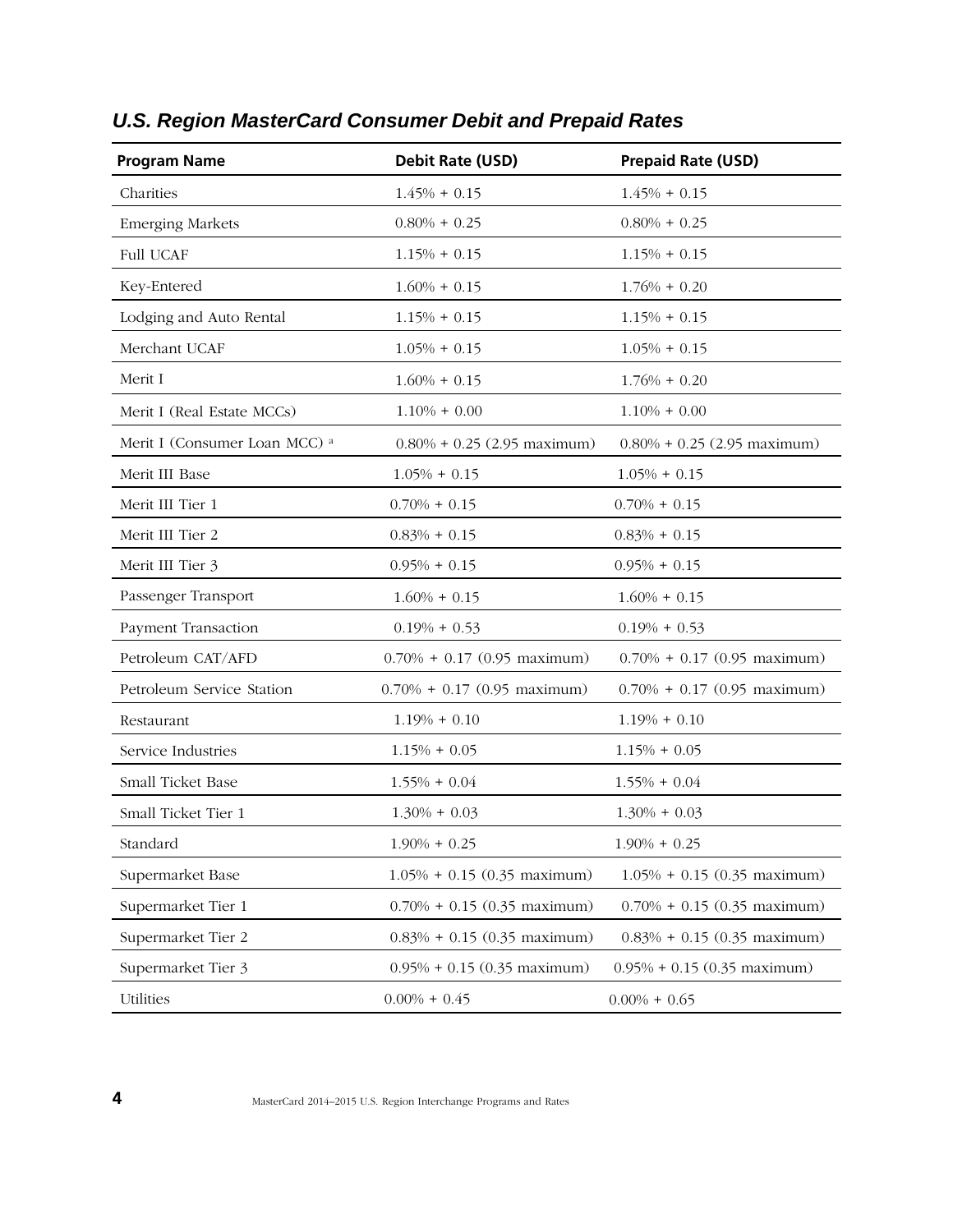## U.S. Region MasterCard Consumer Debit and Prepaid Rates

| Program Name | Debit Rate (USD) | Prepaid Rate (USD) |
|---|---|---|
| Charities | 1.45% + 0.15 | 1.45% + 0.15 |
| Emerging Markets | 0.80% + 0.25 | 0.80% + 0.25 |
| Full UCAF | 1.15% + 0.15 | 1.15% + 0.15 |
| Key-Entered | 1.60% + 0.15 | 1.76% + 0.20 |
| Lodging and Auto Rental | 1.15% + 0.15 | 1.15% + 0.15 |
| Merchant UCAF | 1.05% + 0.15 | 1.05% + 0.15 |
| Merit I | 1.60% + 0.15 | 1.76% + 0.20 |
| Merit I (Real Estate MCCs) | 1.10% + 0.00 | 1.10% + 0.00 |
| Merit I (Consumer Loan MCC) [a] | 0.80% + 0.25 (2.95 maximum) | 0.80% + 0.25 (2.95 maximum) |
| Merit III Base | 1.05% + 0.15 | 1.05% + 0.15 |
| Merit III Tier 1 | 0.70% + 0.15 | 0.70% + 0.15 |
| Merit III Tier 2 | 0.83% + 0.15 | 0.83% + 0.15 |
| Merit III Tier 3 | 0.95% + 0.15 | 0.95% + 0.15 |
| Passenger Transport | 1.60% + 0.15 | 1.60% + 0.15 |
| Payment Transaction | 0.19% + 0.53 | 0.19% + 0.53 |
| Petroleum CAT/AFD | 0.70% + 0.17 (0.95 maximum) | 0.70% + 0.17 (0.95 maximum) |
| Petroleum Service Station | 0.70% + 0.17 (0.95 maximum) | 0.70% + 0.17 (0.95 maximum) |
| Restaurant | 1.19% + 0.10 | 1.19% + 0.10 |
| Service Industries | 1.15% + 0.05 | 1.15% + 0.05 |
| Small Ticket Base | 1.55% + 0.04 | 1.55% + 0.04 |
| Small Ticket Tier 1 | 1.30% + 0.03 | 1.30% + 0.03 |
| Standard | 1.90% + 0.25 | 1.90% + 0.25 |
| Supermarket Base | 1.05% + 0.15 (0.35 maximum) | 1.05% + 0.15 (0.35 maximum) |
| Supermarket Tier 1 | 0.70% + 0.15 (0.35 maximum) | 0.70% + 0.15 (0.35 maximum) |
| Supermarket Tier 2 | 0.83% + 0.15 (0.35 maximum) | 0.83% + 0.15 (0.35 maximum) |
| Supermarket Tier 3 | 0.95% + 0.15 (0.35 maximum) | 0.95% + 0.15 (0.35 maximum) |
| Utilities | 0.00% + 0.45 | 0.00% + 0.65 |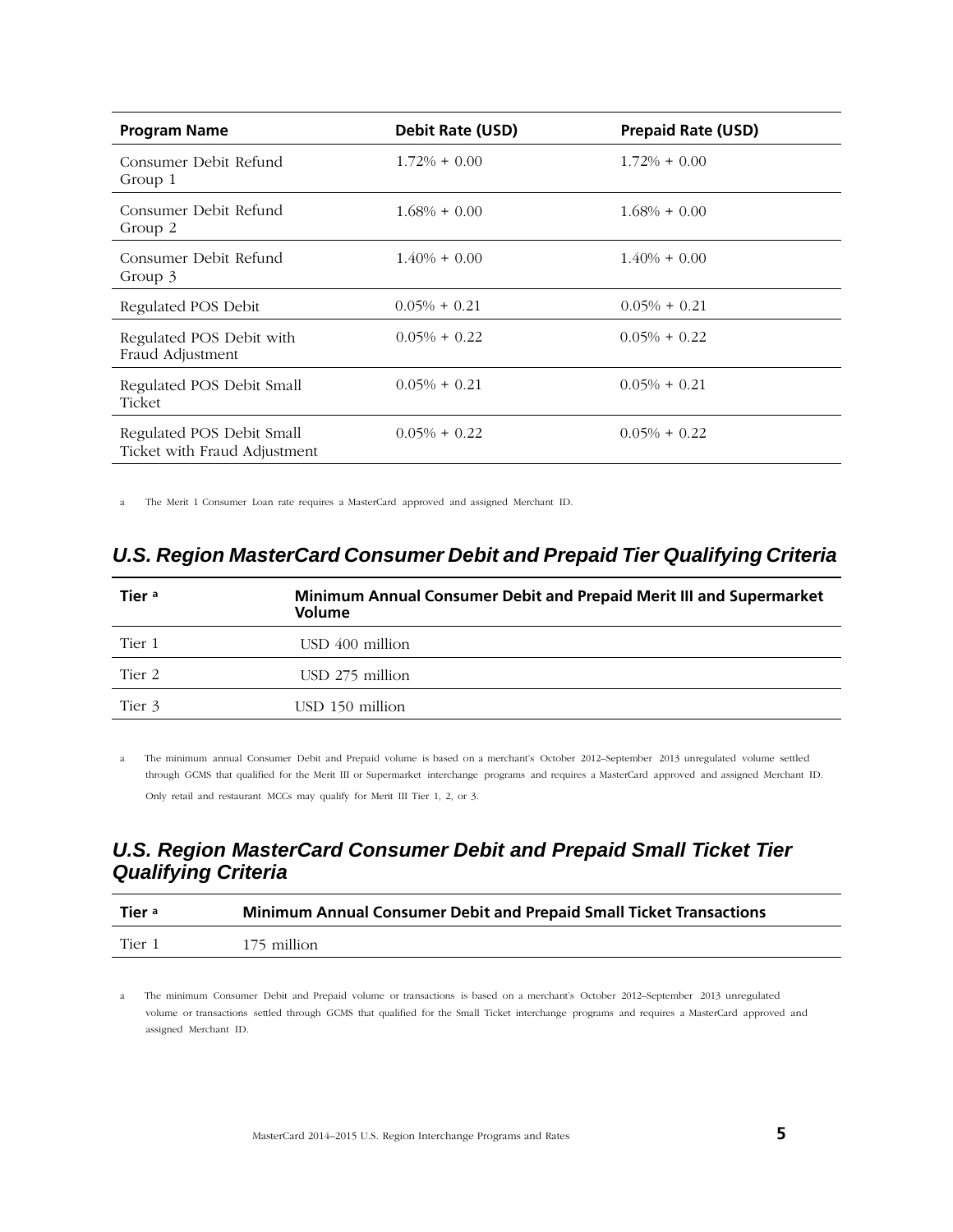| Program Name | Debit Rate (USD) | Prepaid Rate (USD) |
|---|---|---|
| Consumer Debit Refund Group 1 | 1.72% + 0.00 | 1.72% + 0.00 |
| Consumer Debit Refund Group 2 | 1.68% + 0.00 | 1.68% + 0.00 |
| Consumer Debit Refund Group 3 | 1.40% + 0.00 | 1.40% + 0.00 |
| Regulated POS Debit | 0.05% + 0.21 | 0.05% + 0.21 |
| Regulated POS Debit with Fraud Adjustment | 0.05% + 0.22 | 0.05% + 0.22 |
| Regulated POS Debit Small Ticket | 0.05% + 0.21 | 0.05% + 0.21 |
| Regulated POS Debit Small Ticket with Fraud Adjustment | 0.05% + 0.22 | 0.05% + 0.22 |

a The Merit 1 Consumer Loan rate requires a MasterCard approved and assigned Merchant ID.

## U.S. Region MasterCard Consumer Debit and Prepaid Tier Qualifying Criteria

| Tier [a] | Minimum Annual Consumer Debit and Prepaid Merit III and Supermarket Volume |
|---|---|
| Tier 1 | USD 400 million |
| Tier 2 | USD 275 million |
| Tier 3 | USD 150 million |

a The minimum annual Consumer Debit and Prepaid volume is based on a merchant's October 2012–September 2013 unregulated volume settled through GCMS that qualified for the Merit III or Supermarket interchange programs and requires a MasterCard approved and assigned Merchant ID. Only retail and restaurant MCCs may qualify for Merit III Tier 1, 2, or 3.

## U.S. Region MasterCard Consumer Debit and Prepaid Small Ticket Tier Qualifying Criteria

| Tier [a] | Minimum Annual Consumer Debit and Prepaid Small Ticket Transactions |
|---|---|
| Tier 1 | 175 million |

a The minimum Consumer Debit and Prepaid volume or transactions is based on a merchant's October 2012–September 2013 unregulated volume or transactions settled through GCMS that qualified for the Small Ticket interchange programs and requires a MasterCard approved and assigned Merchant ID.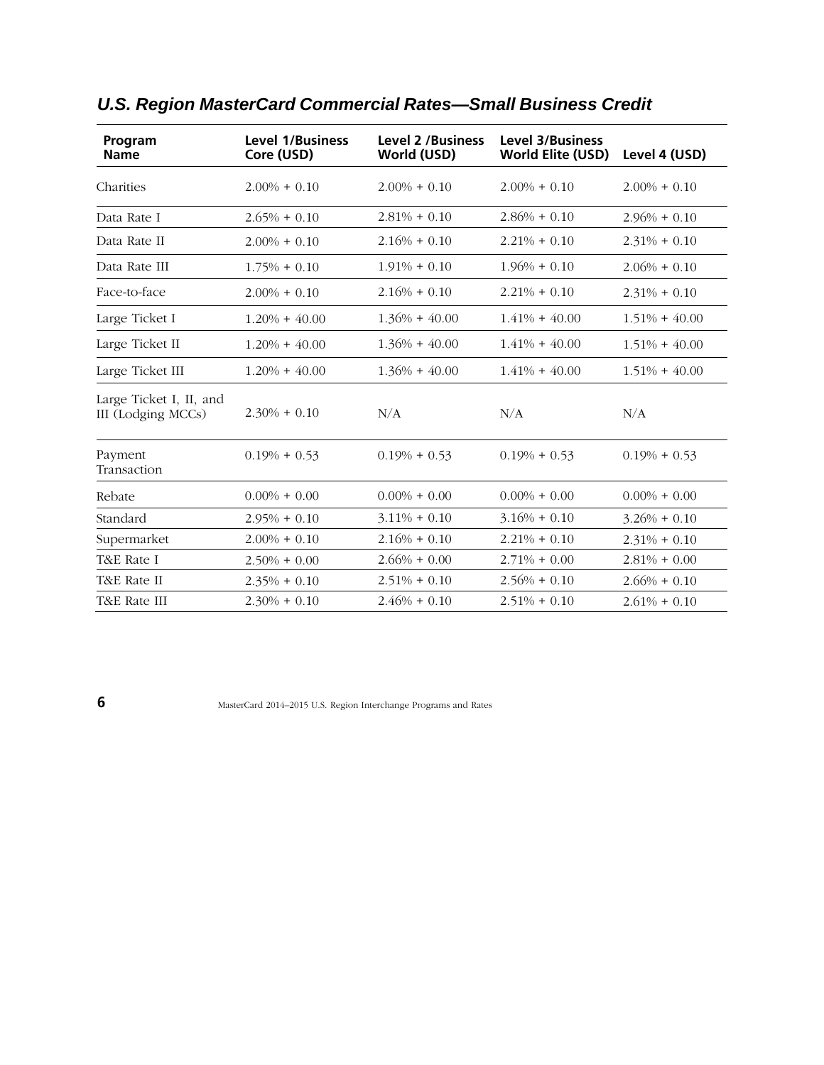## *U.S. Region MasterCard Commercial Rates—Small Business Credit*

| Program Name | Level 1/Business Core (USD) | Level 2 /Business World (USD) | Level 3/Business World Elite (USD) | Level 4 (USD) |
|---|---|---|---|---|
| Charities | 2.00% + 0.10 | 2.00% + 0.10 | 2.00% + 0.10 | 2.00% + 0.10 |
| Data Rate I | 2.65% + 0.10 | 2.81% + 0.10 | 2.86% + 0.10 | 2.96% + 0.10 |
| Data Rate II | 2.00% + 0.10 | 2.16% + 0.10 | 2.21% + 0.10 | 2.31% + 0.10 |
| Data Rate III | 1.75% + 0.10 | 1.91% + 0.10 | 1.96% + 0.10 | 2.06% + 0.10 |
| Face-to-face | 2.00% + 0.10 | 2.16% + 0.10 | 2.21% + 0.10 | 2.31% + 0.10 |
| Large Ticket I | 1.20% + 40.00 | 1.36% + 40.00 | 1.41% + 40.00 | 1.51% + 40.00 |
| Large Ticket II | 1.20% + 40.00 | 1.36% + 40.00 | 1.41% + 40.00 | 1.51% + 40.00 |
| Large Ticket III | 1.20% + 40.00 | 1.36% + 40.00 | 1.41% + 40.00 | 1.51% + 40.00 |
| Large Ticket I, II, and III (Lodging MCCs) | 2.30% + 0.10 | N/A | N/A | N/A |
| Payment Transaction | 0.19% + 0.53 | 0.19% + 0.53 | 0.19% + 0.53 | 0.19% + 0.53 |
| Rebate | 0.00% + 0.00 | 0.00% + 0.00 | 0.00% + 0.00 | 0.00% + 0.00 |
| Standard | 2.95% + 0.10 | 3.11% + 0.10 | 3.16% + 0.10 | 3.26% + 0.10 |
| Supermarket | 2.00% + 0.10 | 2.16% + 0.10 | 2.21% + 0.10 | 2.31% + 0.10 |
| T&E Rate I | 2.50% + 0.00 | 2.66% + 0.00 | 2.71% + 0.00 | 2.81% + 0.00 |
| T&E Rate II | 2.35% + 0.10 | 2.51% + 0.10 | 2.56% + 0.10 | 2.66% + 0.10 |
| T&E Rate III | 2.30% + 0.10 | 2.46% + 0.10 | 2.51% + 0.10 | 2.61% + 0.10 |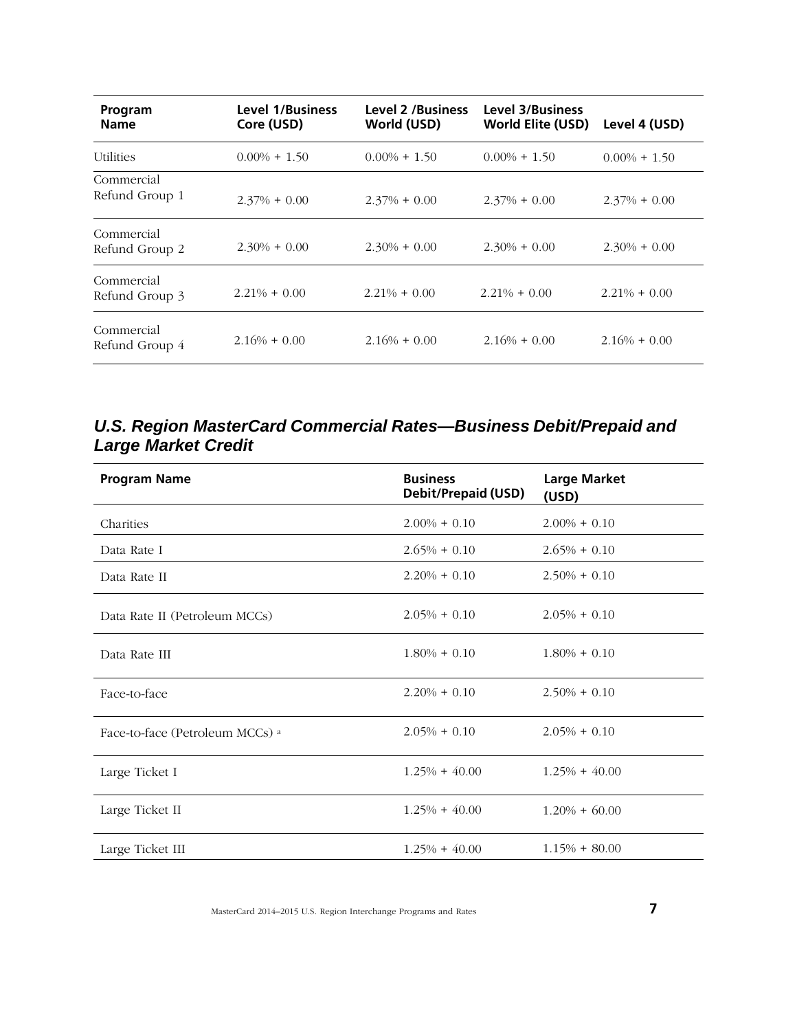| Program Name | Level 1/Business Core (USD) | Level 2 /Business World (USD) | Level 3/Business World Elite (USD) | Level 4 (USD) |
|---|---|---|---|---|
| Utilities | 0.00% + 1.50 | 0.00% + 1.50 | 0.00% + 1.50 | 0.00% + 1.50 |
| Commercial Refund Group 1 | 2.37% + 0.00 | 2.37% + 0.00 | 2.37% + 0.00 | 2.37% + 0.00 |
| Commercial Refund Group 2 | 2.30% + 0.00 | 2.30% + 0.00 | 2.30% + 0.00 | 2.30% + 0.00 |
| Commercial Refund Group 3 | 2.21% + 0.00 | 2.21% + 0.00 | 2.21% + 0.00 | 2.21% + 0.00 |
| Commercial Refund Group 4 | 2.16% + 0.00 | 2.16% + 0.00 | 2.16% + 0.00 | 2.16% + 0.00 |

## *U.S. Region MasterCard Commercial Rates—Business Debit/Prepaid and Large Market Credit*

| Program Name | Business Debit/Prepaid (USD) | Large Market (USD) |
|---|---|---|
| Charities | 2.00% + 0.10 | 2.00% + 0.10 |
| Data Rate I | 2.65% + 0.10 | 2.65% + 0.10 |
| Data Rate II | 2.20% + 0.10 | 2.50% + 0.10 |
| Data Rate II (Petroleum MCCs) | 2.05% + 0.10 | 2.05% + 0.10 |
| Data Rate III | 1.80% + 0.10 | 1.80% + 0.10 |
| Face-to-face | 2.20% + 0.10 | 2.50% + 0.10 |
| Face-to-face (Petroleum MCCs) [a] | 2.05% + 0.10 | 2.05% + 0.10 |
| Large Ticket I | 1.25% + 40.00 | 1.25% + 40.00 |
| Large Ticket II | 1.25% + 40.00 | 1.20% + 60.00 |
| Large Ticket III | 1.25% + 40.00 | 1.15% + 80.00 |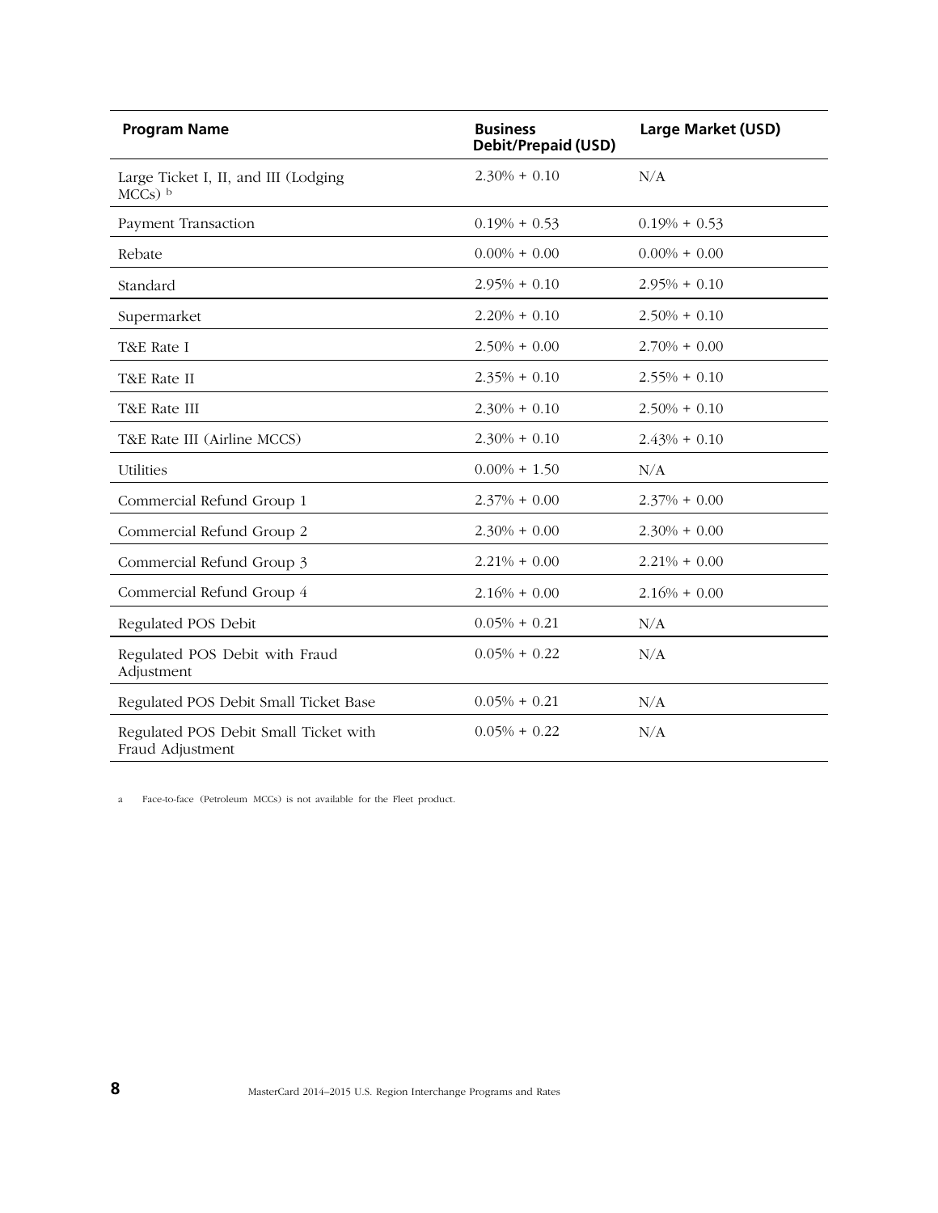| Program Name | Business Debit/Prepaid (USD) | Large Market (USD) |
|---|---|---|
| Large Ticket I, II, and III (Lodging MCCs) [b] | 2.30% + 0.10 | N/A |
| Payment Transaction | 0.19% + 0.53 | 0.19% + 0.53 |
| Rebate | 0.00% + 0.00 | 0.00% + 0.00 |
| Standard | 2.95% + 0.10 | 2.95% + 0.10 |
| Supermarket | 2.20% + 0.10 | 2.50% + 0.10 |
| T&E Rate I | 2.50% + 0.00 | 2.70% + 0.00 |
| T&E Rate II | 2.35% + 0.10 | 2.55% + 0.10 |
| T&E Rate III | 2.30% + 0.10 | 2.50% + 0.10 |
| T&E Rate III (Airline MCCS) | 2.30% + 0.10 | 2.43% + 0.10 |
| Utilities | 0.00% + 1.50 | N/A |
| Commercial Refund Group 1 | 2.37% + 0.00 | 2.37% + 0.00 |
| Commercial Refund Group 2 | 2.30% + 0.00 | 2.30% + 0.00 |
| Commercial Refund Group 3 | 2.21% + 0.00 | 2.21% + 0.00 |
| Commercial Refund Group 4 | 2.16% + 0.00 | 2.16% + 0.00 |
| Regulated POS Debit | 0.05% + 0.21 | N/A |
| Regulated POS Debit with Fraud Adjustment | 0.05% + 0.22 | N/A |
| Regulated POS Debit Small Ticket Base | 0.05% + 0.21 | N/A |
| Regulated POS Debit Small Ticket with Fraud Adjustment | 0.05% + 0.22 | N/A |

a Face-to-face (Petroleum MCCs) is not available for the Fleet product.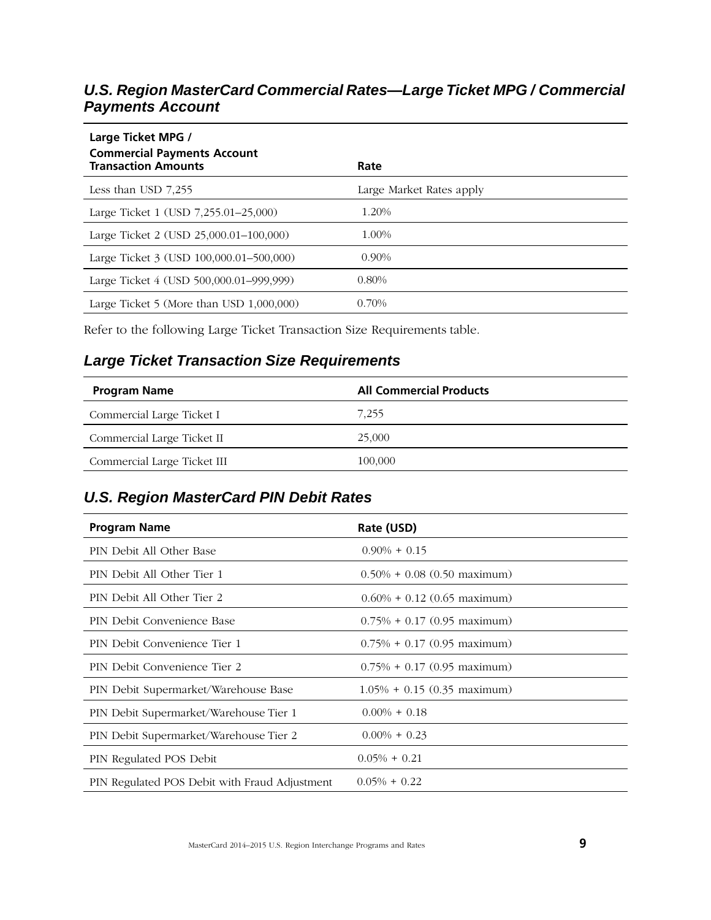## *U.S. Region MasterCard Commercial Rates—Large Ticket MPG / Commercial Payments Account*

| Large Ticket MPG / Commercial Payments Account Transaction Amounts | Rate |
|---|---|
| Less than USD 7,255 | Large Market Rates apply |
| Large Ticket 1 (USD 7,255.01–25,000) | 1.20% |
| Large Ticket 2 (USD 25,000.01–100,000) | 1.00% |
| Large Ticket 3 (USD 100,000.01–500,000) | 0.90% |
| Large Ticket 4 (USD 500,000.01–999,999) | 0.80% |
| Large Ticket 5 (More than USD 1,000,000) | 0.70% |

Refer to the following Large Ticket Transaction Size Requirements table.

## *Large Ticket Transaction Size Requirements*

| Program Name | All Commercial Products |
|---|---|
| Commercial Large Ticket I | 7,255 |
| Commercial Large Ticket II | 25,000 |
| Commercial Large Ticket III | 100,000 |

## *U.S. Region MasterCard PIN Debit Rates*

| Program Name | Rate (USD) |
|---|---|
| PIN Debit All Other Base | 0.90% + 0.15 |
| PIN Debit All Other Tier 1 | 0.50% + 0.08 (0.50 maximum) |
| PIN Debit All Other Tier 2 | 0.60% + 0.12 (0.65 maximum) |
| PIN Debit Convenience Base | 0.75% + 0.17 (0.95 maximum) |
| PIN Debit Convenience Tier 1 | 0.75% + 0.17 (0.95 maximum) |
| PIN Debit Convenience Tier 2 | 0.75% + 0.17 (0.95 maximum) |
| PIN Debit Supermarket/Warehouse Base | 1.05% + 0.15 (0.35 maximum) |
| PIN Debit Supermarket/Warehouse Tier 1 | 0.00% + 0.18 |
| PIN Debit Supermarket/Warehouse Tier 2 | 0.00% + 0.23 |
| PIN Regulated POS Debit | 0.05% + 0.21 |
| PIN Regulated POS Debit with Fraud Adjustment | 0.05% + 0.22 |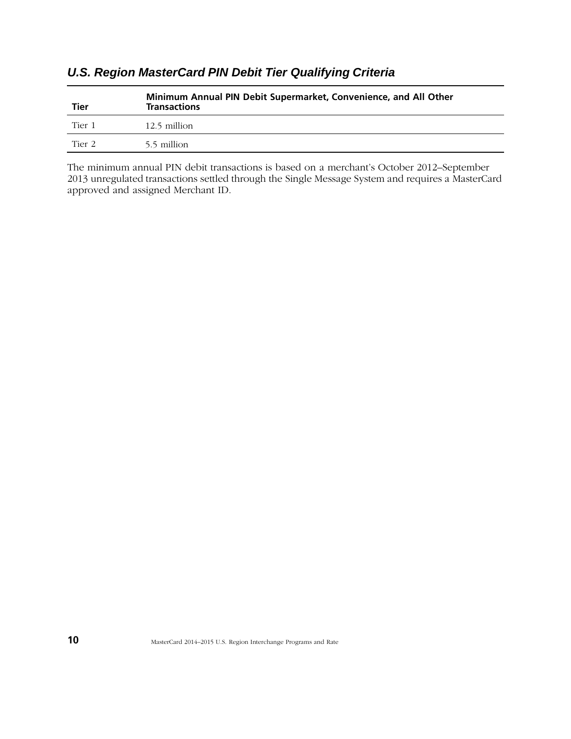### *U.S. Region MasterCard PIN Debit Tier Qualifying Criteria*

| Tier | Minimum Annual PIN Debit Supermarket, Convenience, and All Other Transactions |
|---|---|
| Tier 1 | 12.5 million |
| Tier 2 | 5.5 million |

The minimum annual PIN debit transactions is based on a merchant's October 2012–September 2013 unregulated transactions settled through the Single Message System and requires a MasterCard approved and assigned Merchant ID.